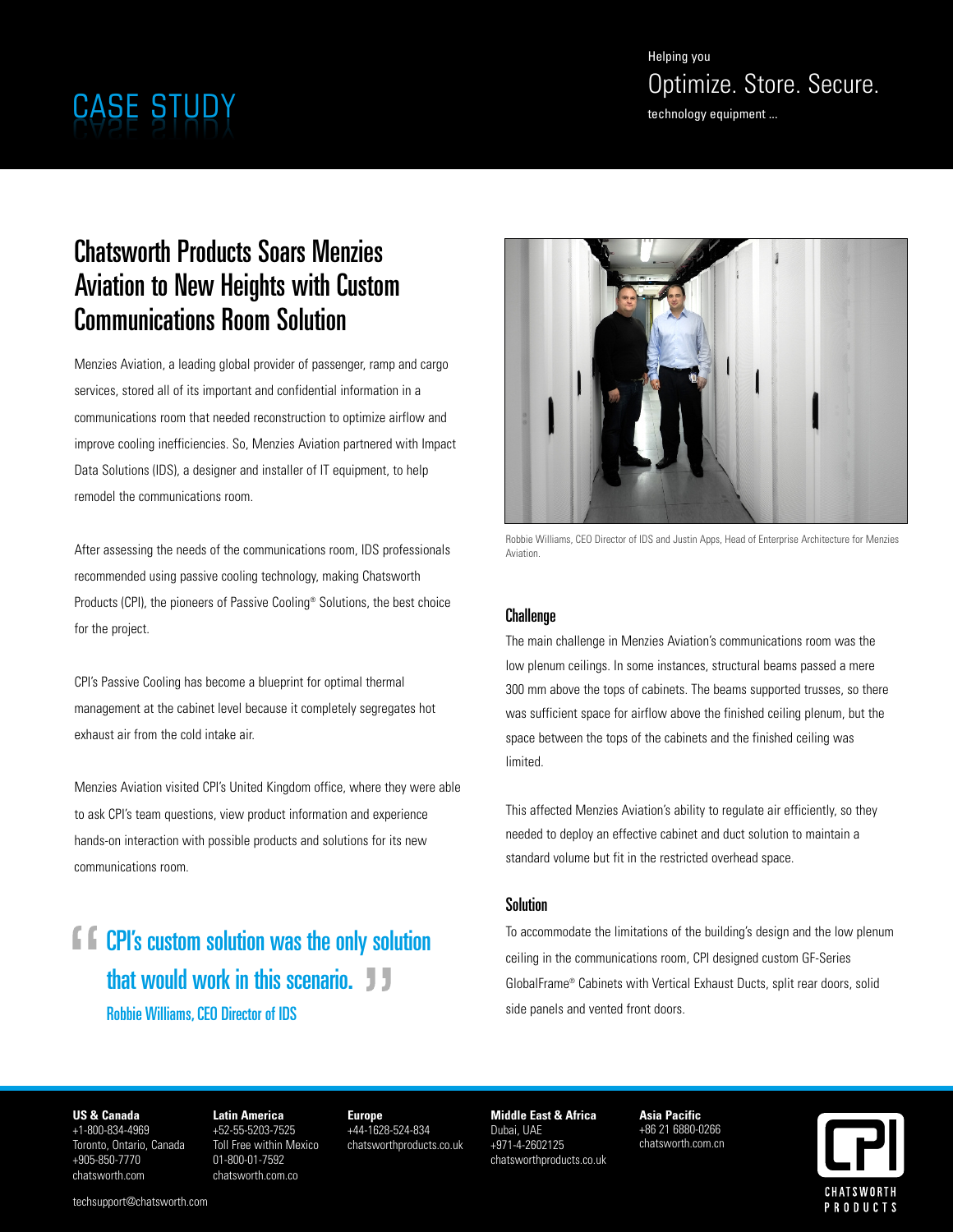CASE STUDY

Helping you
Optimize. Store. Secure.
technology equipment ...

# Chatsworth Products Soars Menzies Aviation to New Heights with Custom Communications Room Solution

Menzies Aviation, a leading global provider of passenger, ramp and cargo services, stored all of its important and confidential information in a communications room that needed reconstruction to optimize airflow and improve cooling inefficiencies. So, Menzies Aviation partnered with Impact Data Solutions (IDS), a designer and installer of IT equipment, to help remodel the communications room.

After assessing the needs of the communications room, IDS professionals recommended using passive cooling technology, making Chatsworth Products (CPI), the pioneers of Passive Cooling® Solutions, the best choice for the project.

CPI's Passive Cooling has become a blueprint for optimal thermal management at the cabinet level because it completely segregates hot exhaust air from the cold intake air.

Menzies Aviation visited CPI's United Kingdom office, where they were able to ask CPI's team questions, view product information and experience hands-on interaction with possible products and solutions for its new communications room.

> "CPI's custom solution was the only solution that would work in this scenario."
> **Robbie Williams, CEO Director of IDS**

Robbie Williams, CEO Director of IDS and Justin Apps, Head of Enterprise Architecture for Menzies Aviation.

## Challenge

The main challenge in Menzies Aviation's communications room was the low plenum ceilings. In some instances, structural beams passed a mere 300 mm above the tops of cabinets. The beams supported trusses, so there was sufficient space for airflow above the finished ceiling plenum, but the space between the tops of the cabinets and the finished ceiling was limited.

This affected Menzies Aviation's ability to regulate air efficiently, so they needed to deploy an effective cabinet and duct solution to maintain a standard volume but fit in the restricted overhead space.

## Solution

To accommodate the limitations of the building's design and the low plenum ceiling in the communications room, CPI designed custom GF-Series GlobalFrame® Cabinets with Vertical Exhaust Ducts, split rear doors, solid side panels and vented front doors.

**US & Canada**
+1-800-834-4969
Toronto, Ontario, Canada
+905-850-7770
chatsworth.com

**Latin America**
+52-55-5203-7525
Toll Free within Mexico
01-800-01-7592
chatsworth.com.co

**Europe**
+44-1628-524-834
chatsworthproducts.co.uk

**Middle East & Africa**
Dubai, UAE
+971-4-2602125
chatsworthproducts.co.uk

**Asia Pacific**
+86 21 6880-0266
chatsworth.com.cn

techsupport@chatsworth.com

CPI CHATSWORTH PRODUCTS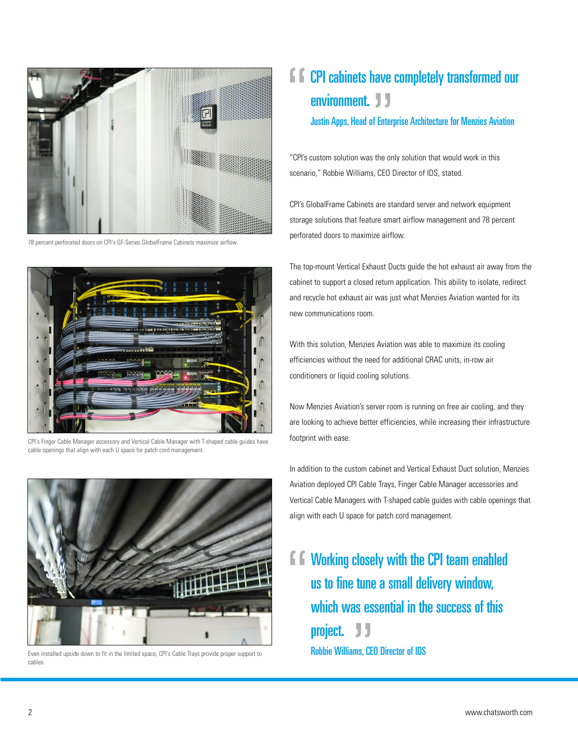78 percent perforated doors on CPI's GF-Series GlobalFrame Cabinets maximize airflow.

CPI's Finger Cable Manager accessory and Vertical Cable Manager with T-shaped cable guides have cable openings that align with each U space for patch cord management.

Even installed upside down to fit in the limited space, CPI's Cable Trays provide proper support to cables.

> **"CPI cabinets have completely transformed our environment."**
>
> Justin Apps, Head of Enterprise Architecture for Menzies Aviation

"CPI's custom solution was the only solution that would work in this scenario," Robbie Williams, CEO Director of IDS, stated.

CPI's GlobalFrame Cabinets are standard server and network equipment storage solutions that feature smart airflow management and 78 percent perforated doors to maximize airflow.

The top-mount Vertical Exhaust Ducts guide the hot exhaust air away from the cabinet to support a closed return application. This ability to isolate, redirect and recycle hot exhaust air was just what Menzies Aviation wanted for its new communications room.

With this solution, Menzies Aviation was able to maximize its cooling efficiencies without the need for additional CRAC units, in-row air conditioners or liquid cooling solutions.

Now Menzies Aviation's server room is running on free air cooling, and they are looking to achieve better efficiencies, while increasing their infrastructure footprint with ease.

In addition to the custom cabinet and Vertical Exhaust Duct solution, Menzies Aviation deployed CPI Cable Trays, Finger Cable Manager accessories and Vertical Cable Managers with T-shaped cable guides with cable openings that align with each U space for patch cord management.

> **"Working closely with the CPI team enabled us to fine tune a small delivery window, which was essential in the success of this project."**
>
> Robbie Williams, CEO Director of IDS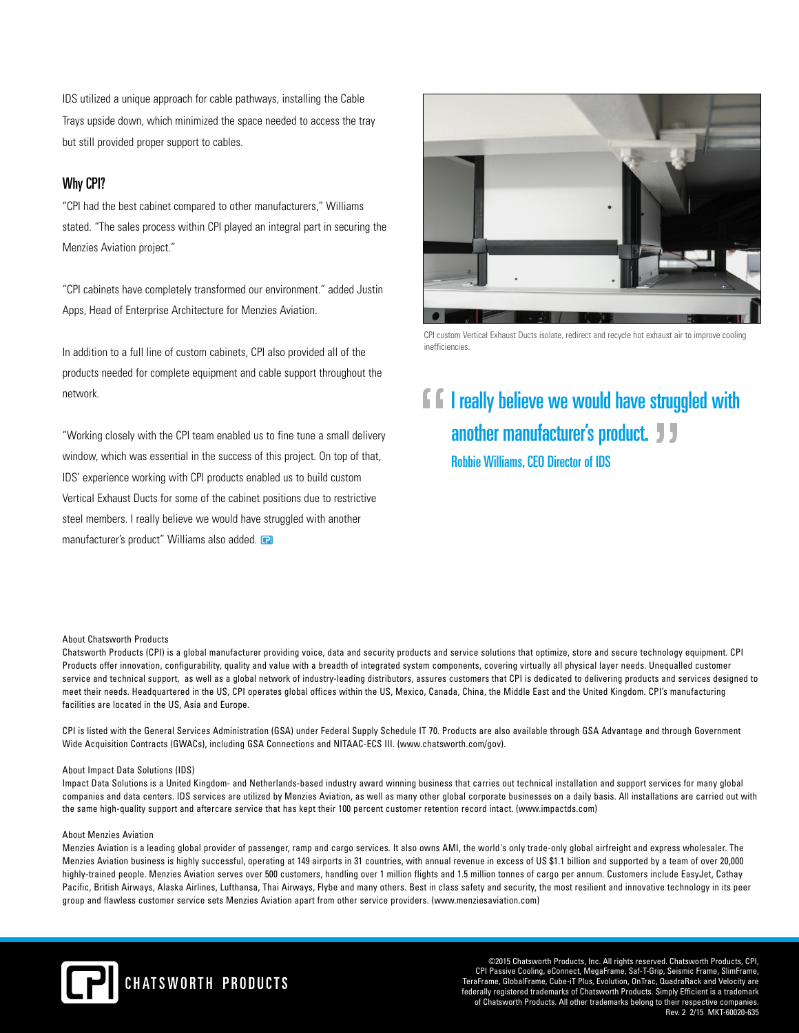IDS utilized a unique approach for cable pathways, installing the Cable Trays upside down, which minimized the space needed to access the tray but still provided proper support to cables.

## Why CPI?

"CPI had the best cabinet compared to other manufacturers," Williams stated. "The sales process within CPI played an integral part in securing the Menzies Aviation project."

"CPI cabinets have completely transformed our environment." added Justin Apps, Head of Enterprise Architecture for Menzies Aviation.

In addition to a full line of custom cabinets, CPI also provided all of the products needed for complete equipment and cable support throughout the network.

"Working closely with the CPI team enabled us to fine tune a small delivery window, which was essential in the success of this project. On top of that, IDS' experience working with CPI products enabled us to build custom Vertical Exhaust Ducts for some of the cabinet positions due to restrictive steel members. I really believe we would have struggled with another manufacturer's product" Williams also added.

CPI custom Vertical Exhaust Ducts isolate, redirect and recycle hot exhaust air to improve cooling inefficiencies.

> **"I really believe we would have struggled with another manufacturer's product."**
>
> **Robbie Williams, CEO Director of IDS**

About Chatsworth Products

Chatsworth Products (CPI) is a global manufacturer providing voice, data and security products and service solutions that optimize, store and secure technology equipment. CPI Products offer innovation, configurability, quality and value with a breadth of integrated system components, covering virtually all physical layer needs. Unequalled customer service and technical support, as well as a global network of industry-leading distributors, assures customers that CPI is dedicated to delivering products and services designed to meet their needs. Headquartered in the US, CPI operates global offices within the US, Mexico, Canada, China, the Middle East and the United Kingdom. CPI's manufacturing facilities are located in the US, Asia and Europe.

CPI is listed with the General Services Administration (GSA) under Federal Supply Schedule IT 70. Products are also available through GSA Advantage and through Government Wide Acquisition Contracts (GWACs), including GSA Connections and NITAAC-ECS III. (www.chatsworth.com/gov).

About Impact Data Solutions (IDS)

Impact Data Solutions is a United Kingdom- and Netherlands-based industry award winning business that carries out technical installation and support services for many global companies and data centers. IDS services are utilized by Menzies Aviation, as well as many other global corporate businesses on a daily basis. All installations are carried out with the same high-quality support and aftercare service that has kept their 100 percent customer retention record intact. (www.impactds.com)

About Menzies Aviation

Menzies Aviation is a leading global provider of passenger, ramp and cargo services. It also owns AMI, the world's only trade-only global airfreight and express wholesaler. The Menzies Aviation business is highly successful, operating at 149 airports in 31 countries, with annual revenue in excess of US $1.1 billion and supported by a team of over 20,000 highly-trained people. Menzies Aviation serves over 500 customers, handling over 1 million flights and 1.5 million tonnes of cargo per annum. Customers include EasyJet, Cathay Pacific, British Airways, Alaska Airlines, Lufthansa, Thai Airways, Flybe and many others. Best in class safety and security, the most resilient and innovative technology in its peer group and flawless customer service sets Menzies Aviation apart from other service providers. (www.menziesaviation.com)

CHATSWORTH PRODUCTS

©2015 Chatsworth Products, Inc. All rights reserved. Chatsworth Products, CPI, CPI Passive Cooling, eConnect, MegaFrame, Saf-T-Grip, Seismic Frame, SlimFrame, TeraFrame, GlobalFrame, Cube-iT Plus, Evolution, OnTrac, QuadraRack and Velocity are federally registered trademarks of Chatsworth Products. Simply Efficient is a trademark of Chatsworth Products. All other trademarks belong to their respective companies. Rev. 2 2/15 MKT-60020-635